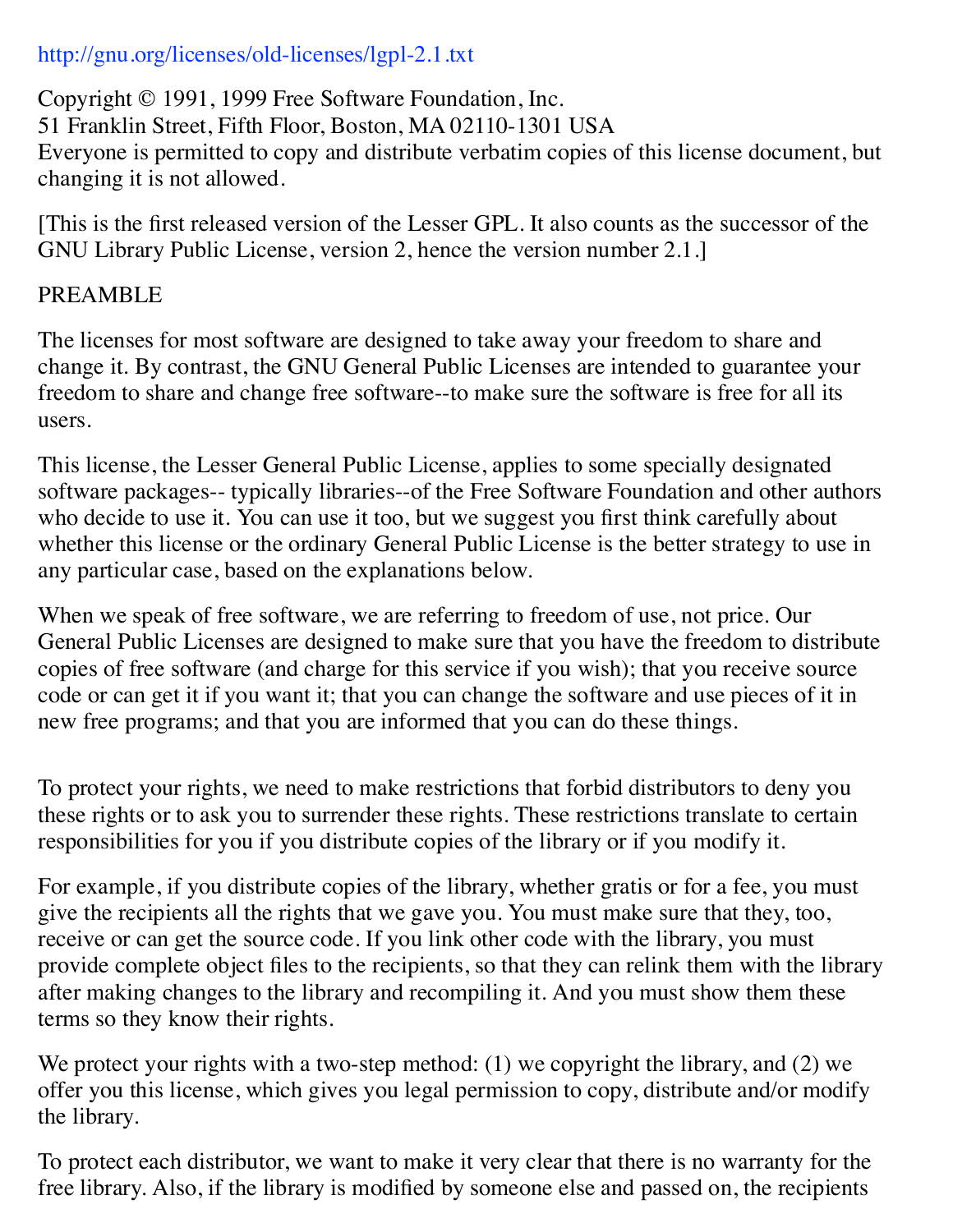http://gnu.org/licenses/old-licenses/lgpl-2.1.txt

Copyright © 1991, 1999 Free Software Foundation, Inc.
51 Franklin Street, Fifth Floor, Boston, MA 02110-1301 USA
Everyone is permitted to copy and distribute verbatim copies of this license document, but changing it is not allowed.

[This is the first released version of the Lesser GPL. It also counts as the successor of the GNU Library Public License, version 2, hence the version number 2.1.]

PREAMBLE

The licenses for most software are designed to take away your freedom to share and change it. By contrast, the GNU General Public Licenses are intended to guarantee your freedom to share and change free software--to make sure the software is free for all its users.

This license, the Lesser General Public License, applies to some specially designated software packages-- typically libraries--of the Free Software Foundation and other authors who decide to use it. You can use it too, but we suggest you first think carefully about whether this license or the ordinary General Public License is the better strategy to use in any particular case, based on the explanations below.

When we speak of free software, we are referring to freedom of use, not price. Our General Public Licenses are designed to make sure that you have the freedom to distribute copies of free software (and charge for this service if you wish); that you receive source code or can get it if you want it; that you can change the software and use pieces of it in new free programs; and that you are informed that you can do these things.

To protect your rights, we need to make restrictions that forbid distributors to deny you these rights or to ask you to surrender these rights. These restrictions translate to certain responsibilities for you if you distribute copies of the library or if you modify it.

For example, if you distribute copies of the library, whether gratis or for a fee, you must give the recipients all the rights that we gave you. You must make sure that they, too, receive or can get the source code. If you link other code with the library, you must provide complete object files to the recipients, so that they can relink them with the library after making changes to the library and recompiling it. And you must show them these terms so they know their rights.

We protect your rights with a two-step method: (1) we copyright the library, and (2) we offer you this license, which gives you legal permission to copy, distribute and/or modify the library.

To protect each distributor, we want to make it very clear that there is no warranty for the free library. Also, if the library is modified by someone else and passed on, the recipients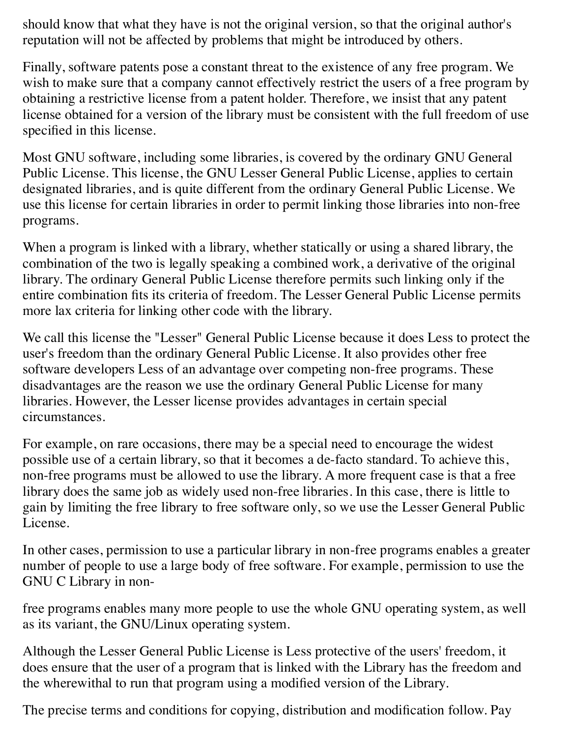should know that what they have is not the original version, so that the original author's reputation will not be affected by problems that might be introduced by others.

Finally, software patents pose a constant threat to the existence of any free program. We wish to make sure that a company cannot effectively restrict the users of a free program by obtaining a restrictive license from a patent holder. Therefore, we insist that any patent license obtained for a version of the library must be consistent with the full freedom of use specified in this license.

Most GNU software, including some libraries, is covered by the ordinary GNU General Public License. This license, the GNU Lesser General Public License, applies to certain designated libraries, and is quite different from the ordinary General Public License. We use this license for certain libraries in order to permit linking those libraries into non-free programs.

When a program is linked with a library, whether statically or using a shared library, the combination of the two is legally speaking a combined work, a derivative of the original library. The ordinary General Public License therefore permits such linking only if the entire combination fits its criteria of freedom. The Lesser General Public License permits more lax criteria for linking other code with the library.

We call this license the "Lesser" General Public License because it does Less to protect the user's freedom than the ordinary General Public License. It also provides other free software developers Less of an advantage over competing non-free programs. These disadvantages are the reason we use the ordinary General Public License for many libraries. However, the Lesser license provides advantages in certain special circumstances.

For example, on rare occasions, there may be a special need to encourage the widest possible use of a certain library, so that it becomes a de-facto standard. To achieve this, non-free programs must be allowed to use the library. A more frequent case is that a free library does the same job as widely used non-free libraries. In this case, there is little to gain by limiting the free library to free software only, so we use the Lesser General Public License.

In other cases, permission to use a particular library in non-free programs enables a greater number of people to use a large body of free software. For example, permission to use the GNU C Library in non-free programs enables many more people to use the whole GNU operating system, as well as its variant, the GNU/Linux operating system.

Although the Lesser General Public License is Less protective of the users' freedom, it does ensure that the user of a program that is linked with the Library has the freedom and the wherewithal to run that program using a modified version of the Library.

The precise terms and conditions for copying, distribution and modification follow. Pay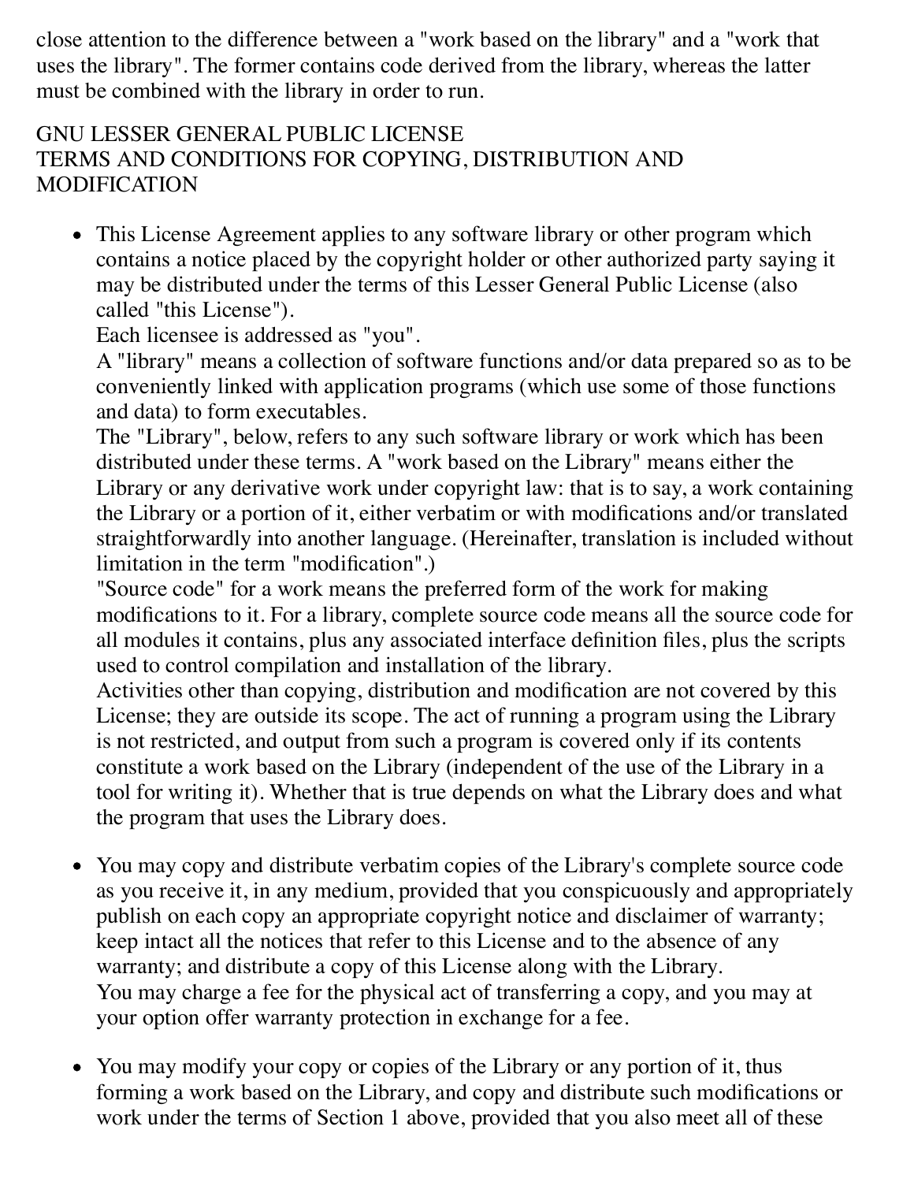close attention to the difference between a "work based on the library" and a "work that uses the library". The former contains code derived from the library, whereas the latter must be combined with the library in order to run.

GNU LESSER GENERAL PUBLIC LICENSE
TERMS AND CONDITIONS FOR COPYING, DISTRIBUTION AND MODIFICATION

- This License Agreement applies to any software library or other program which contains a notice placed by the copyright holder or other authorized party saying it may be distributed under the terms of this Lesser General Public License (also called "this License").
  Each licensee is addressed as "you".
  A "library" means a collection of software functions and/or data prepared so as to be conveniently linked with application programs (which use some of those functions and data) to form executables.
  The "Library", below, refers to any such software library or work which has been distributed under these terms. A "work based on the Library" means either the Library or any derivative work under copyright law: that is to say, a work containing the Library or a portion of it, either verbatim or with modifications and/or translated straightforwardly into another language. (Hereinafter, translation is included without limitation in the term "modification".)
  "Source code" for a work means the preferred form of the work for making modifications to it. For a library, complete source code means all the source code for all modules it contains, plus any associated interface definition files, plus the scripts used to control compilation and installation of the library.
  Activities other than copying, distribution and modification are not covered by this License; they are outside its scope. The act of running a program using the Library is not restricted, and output from such a program is covered only if its contents constitute a work based on the Library (independent of the use of the Library in a tool for writing it). Whether that is true depends on what the Library does and what the program that uses the Library does.

- You may copy and distribute verbatim copies of the Library's complete source code as you receive it, in any medium, provided that you conspicuously and appropriately publish on each copy an appropriate copyright notice and disclaimer of warranty; keep intact all the notices that refer to this License and to the absence of any warranty; and distribute a copy of this License along with the Library.
  You may charge a fee for the physical act of transferring a copy, and you may at your option offer warranty protection in exchange for a fee.

- You may modify your copy or copies of the Library or any portion of it, thus forming a work based on the Library, and copy and distribute such modifications or work under the terms of Section 1 above, provided that you also meet all of these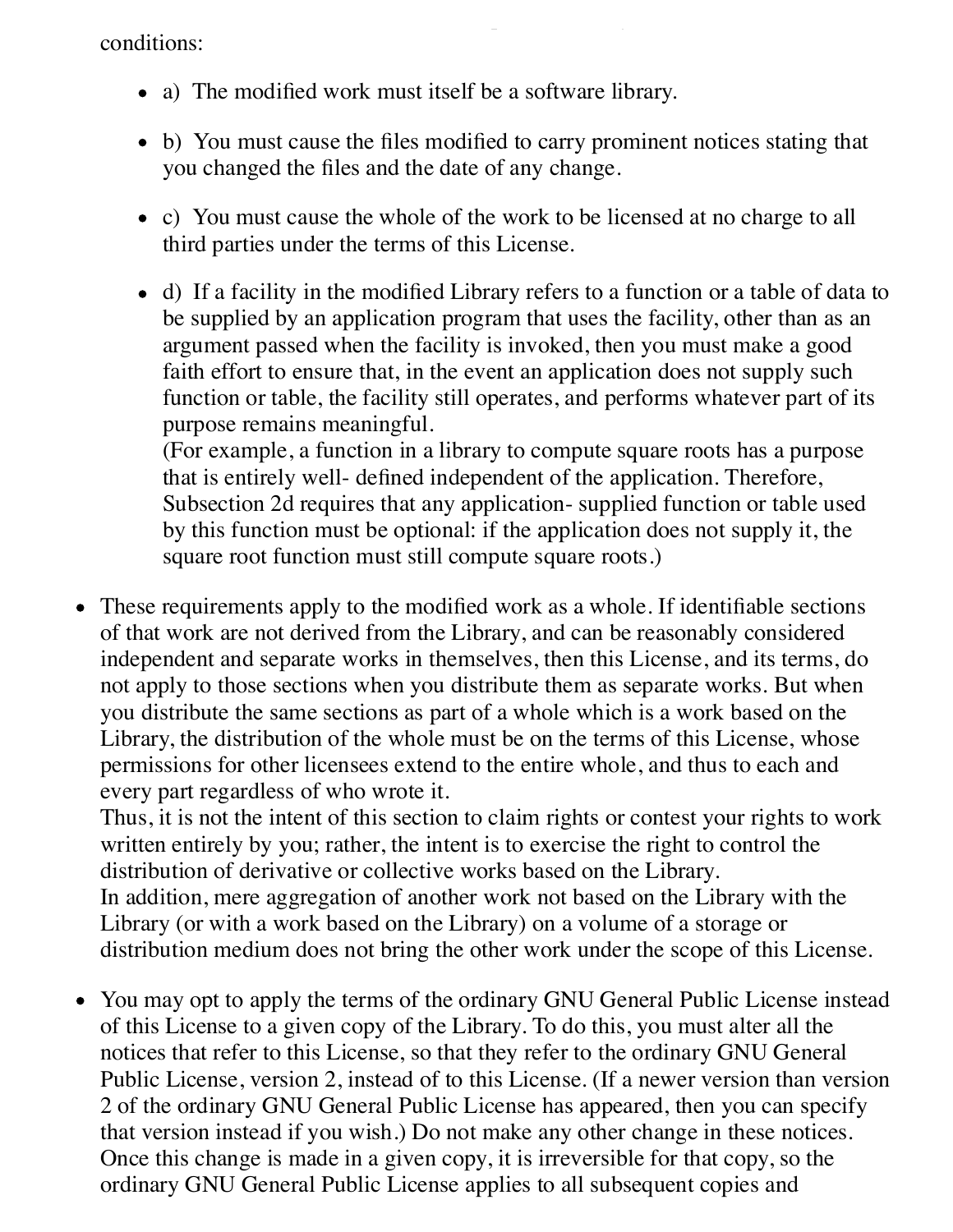conditions:

- a) The modified work must itself be a software library.
- b) You must cause the files modified to carry prominent notices stating that you changed the files and the date of any change.
- c) You must cause the whole of the work to be licensed at no charge to all third parties under the terms of this License.
- d) If a facility in the modified Library refers to a function or a table of data to be supplied by an application program that uses the facility, other than as an argument passed when the facility is invoked, then you must make a good faith effort to ensure that, in the event an application does not supply such function or table, the facility still operates, and performs whatever part of its purpose remains meaningful.
  (For example, a function in a library to compute square roots has a purpose that is entirely well- defined independent of the application. Therefore, Subsection 2d requires that any application- supplied function or table used by this function must be optional: if the application does not supply it, the square root function must still compute square roots.)

- These requirements apply to the modified work as a whole. If identifiable sections of that work are not derived from the Library, and can be reasonably considered independent and separate works in themselves, then this License, and its terms, do not apply to those sections when you distribute them as separate works. But when you distribute the same sections as part of a whole which is a work based on the Library, the distribution of the whole must be on the terms of this License, whose permissions for other licensees extend to the entire whole, and thus to each and every part regardless of who wrote it.
  Thus, it is not the intent of this section to claim rights or contest your rights to work written entirely by you; rather, the intent is to exercise the right to control the distribution of derivative or collective works based on the Library.
  In addition, mere aggregation of another work not based on the Library with the Library (or with a work based on the Library) on a volume of a storage or distribution medium does not bring the other work under the scope of this License.
- You may opt to apply the terms of the ordinary GNU General Public License instead of this License to a given copy of the Library. To do this, you must alter all the notices that refer to this License, so that they refer to the ordinary GNU General Public License, version 2, instead of to this License. (If a newer version than version 2 of the ordinary GNU General Public License has appeared, then you can specify that version instead if you wish.) Do not make any other change in these notices. Once this change is made in a given copy, it is irreversible for that copy, so the ordinary GNU General Public License applies to all subsequent copies and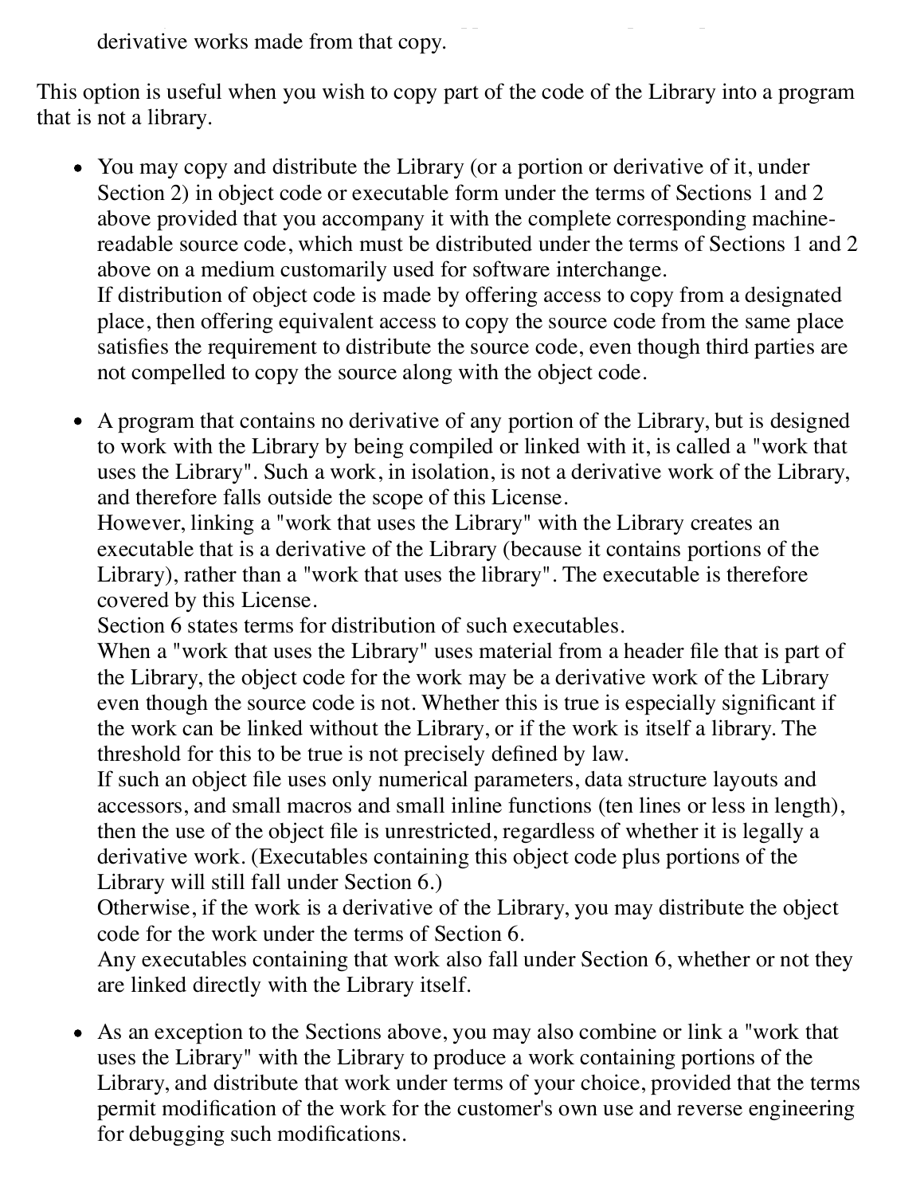derivative works made from that copy.

This option is useful when you wish to copy part of the code of the Library into a program that is not a library.

- You may copy and distribute the Library (or a portion or derivative of it, under Section 2) in object code or executable form under the terms of Sections 1 and 2 above provided that you accompany it with the complete corresponding machine-readable source code, which must be distributed under the terms of Sections 1 and 2 above on a medium customarily used for software interchange.
  If distribution of object code is made by offering access to copy from a designated place, then offering equivalent access to copy the source code from the same place satisfies the requirement to distribute the source code, even though third parties are not compelled to copy the source along with the object code.

- A program that contains no derivative of any portion of the Library, but is designed to work with the Library by being compiled or linked with it, is called a "work that uses the Library". Such a work, in isolation, is not a derivative work of the Library, and therefore falls outside the scope of this License.
  However, linking a "work that uses the Library" with the Library creates an executable that is a derivative of the Library (because it contains portions of the Library), rather than a "work that uses the library". The executable is therefore covered by this License.
  Section 6 states terms for distribution of such executables.
  When a "work that uses the Library" uses material from a header file that is part of the Library, the object code for the work may be a derivative work of the Library even though the source code is not. Whether this is true is especially significant if the work can be linked without the Library, or if the work is itself a library. The threshold for this to be true is not precisely defined by law.
  If such an object file uses only numerical parameters, data structure layouts and accessors, and small macros and small inline functions (ten lines or less in length), then the use of the object file is unrestricted, regardless of whether it is legally a derivative work. (Executables containing this object code plus portions of the Library will still fall under Section 6.)
  Otherwise, if the work is a derivative of the Library, you may distribute the object code for the work under the terms of Section 6.
  Any executables containing that work also fall under Section 6, whether or not they are linked directly with the Library itself.

- As an exception to the Sections above, you may also combine or link a "work that uses the Library" with the Library to produce a work containing portions of the Library, and distribute that work under terms of your choice, provided that the terms permit modification of the work for the customer's own use and reverse engineering for debugging such modifications.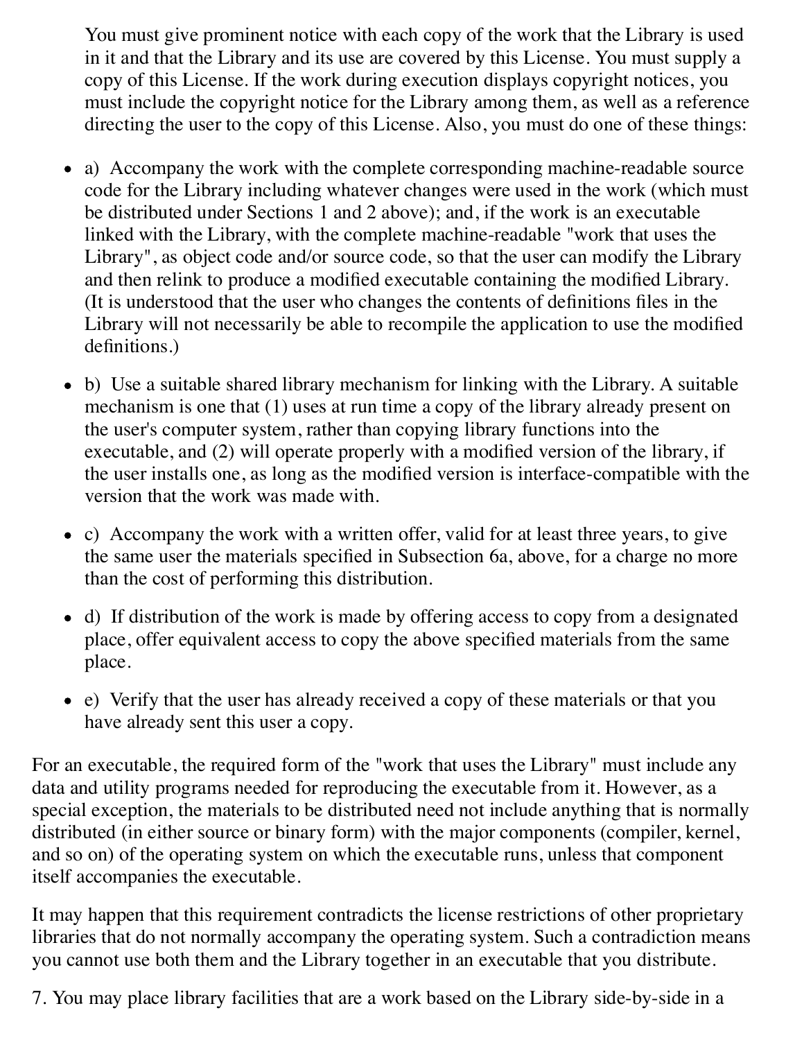You must give prominent notice with each copy of the work that the Library is used in it and that the Library and its use are covered by this License. You must supply a copy of this License. If the work during execution displays copyright notices, you must include the copyright notice for the Library among them, as well as a reference directing the user to the copy of this License. Also, you must do one of these things:

- a) Accompany the work with the complete corresponding machine-readable source code for the Library including whatever changes were used in the work (which must be distributed under Sections 1 and 2 above); and, if the work is an executable linked with the Library, with the complete machine-readable "work that uses the Library", as object code and/or source code, so that the user can modify the Library and then relink to produce a modified executable containing the modified Library. (It is understood that the user who changes the contents of definitions files in the Library will not necessarily be able to recompile the application to use the modified definitions.)
- b) Use a suitable shared library mechanism for linking with the Library. A suitable mechanism is one that (1) uses at run time a copy of the library already present on the user's computer system, rather than copying library functions into the executable, and (2) will operate properly with a modified version of the library, if the user installs one, as long as the modified version is interface-compatible with the version that the work was made with.
- c) Accompany the work with a written offer, valid for at least three years, to give the same user the materials specified in Subsection 6a, above, for a charge no more than the cost of performing this distribution.
- d) If distribution of the work is made by offering access to copy from a designated place, offer equivalent access to copy the above specified materials from the same place.
- e) Verify that the user has already received a copy of these materials or that you have already sent this user a copy.

For an executable, the required form of the "work that uses the Library" must include any data and utility programs needed for reproducing the executable from it. However, as a special exception, the materials to be distributed need not include anything that is normally distributed (in either source or binary form) with the major components (compiler, kernel, and so on) of the operating system on which the executable runs, unless that component itself accompanies the executable.

It may happen that this requirement contradicts the license restrictions of other proprietary libraries that do not normally accompany the operating system. Such a contradiction means you cannot use both them and the Library together in an executable that you distribute.

7. You may place library facilities that are a work based on the Library side-by-side in a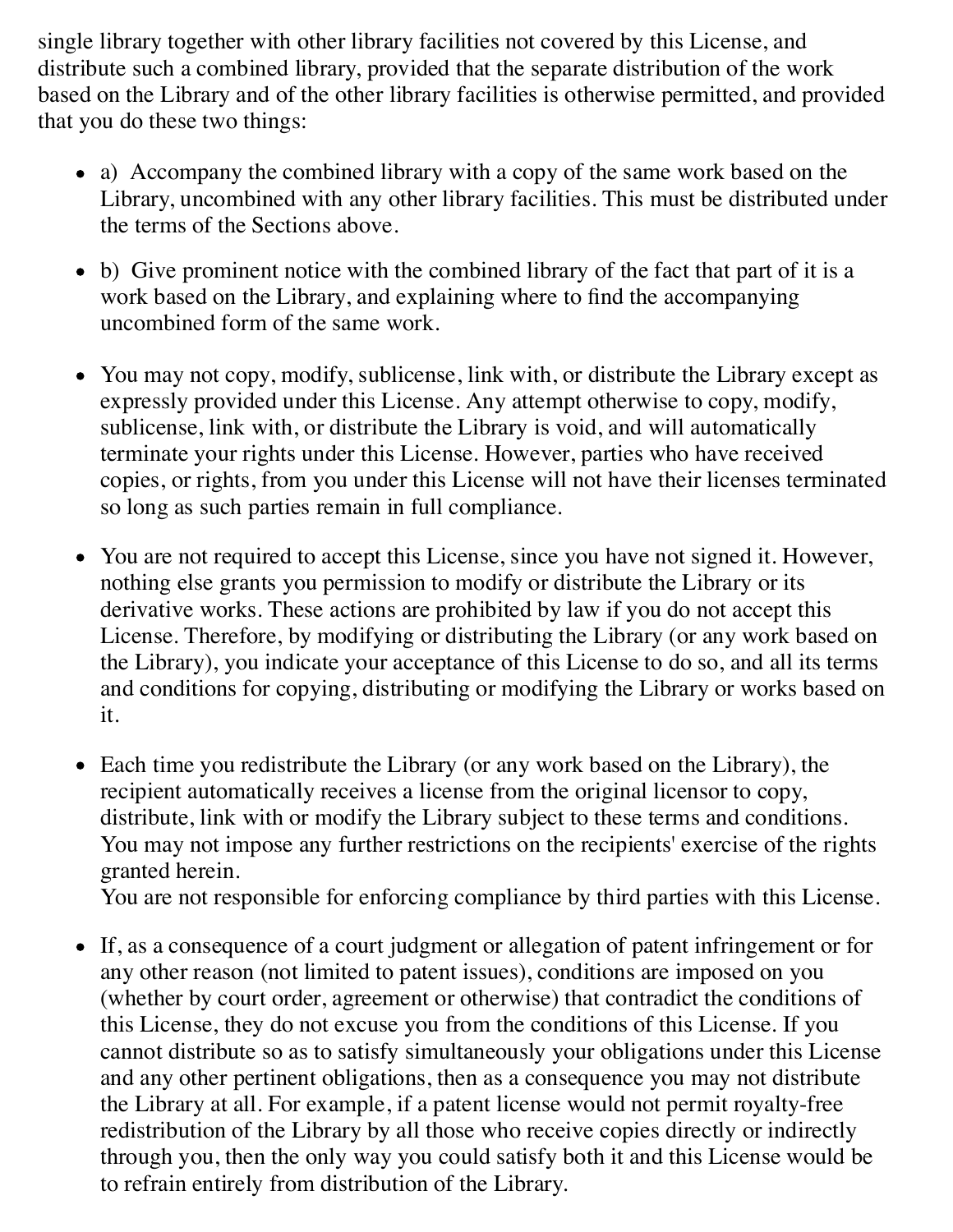single library together with other library facilities not covered by this License, and distribute such a combined library, provided that the separate distribution of the work based on the Library and of the other library facilities is otherwise permitted, and provided that you do these two things:

- a) Accompany the combined library with a copy of the same work based on the Library, uncombined with any other library facilities. This must be distributed under the terms of the Sections above.
- b) Give prominent notice with the combined library of the fact that part of it is a work based on the Library, and explaining where to find the accompanying uncombined form of the same work.
- You may not copy, modify, sublicense, link with, or distribute the Library except as expressly provided under this License. Any attempt otherwise to copy, modify, sublicense, link with, or distribute the Library is void, and will automatically terminate your rights under this License. However, parties who have received copies, or rights, from you under this License will not have their licenses terminated so long as such parties remain in full compliance.
- You are not required to accept this License, since you have not signed it. However, nothing else grants you permission to modify or distribute the Library or its derivative works. These actions are prohibited by law if you do not accept this License. Therefore, by modifying or distributing the Library (or any work based on the Library), you indicate your acceptance of this License to do so, and all its terms and conditions for copying, distributing or modifying the Library or works based on it.
- Each time you redistribute the Library (or any work based on the Library), the recipient automatically receives a license from the original licensor to copy, distribute, link with or modify the Library subject to these terms and conditions. You may not impose any further restrictions on the recipients' exercise of the rights granted herein.
  You are not responsible for enforcing compliance by third parties with this License.
- If, as a consequence of a court judgment or allegation of patent infringement or for any other reason (not limited to patent issues), conditions are imposed on you (whether by court order, agreement or otherwise) that contradict the conditions of this License, they do not excuse you from the conditions of this License. If you cannot distribute so as to satisfy simultaneously your obligations under this License and any other pertinent obligations, then as a consequence you may not distribute the Library at all. For example, if a patent license would not permit royalty-free redistribution of the Library by all those who receive copies directly or indirectly through you, then the only way you could satisfy both it and this License would be to refrain entirely from distribution of the Library.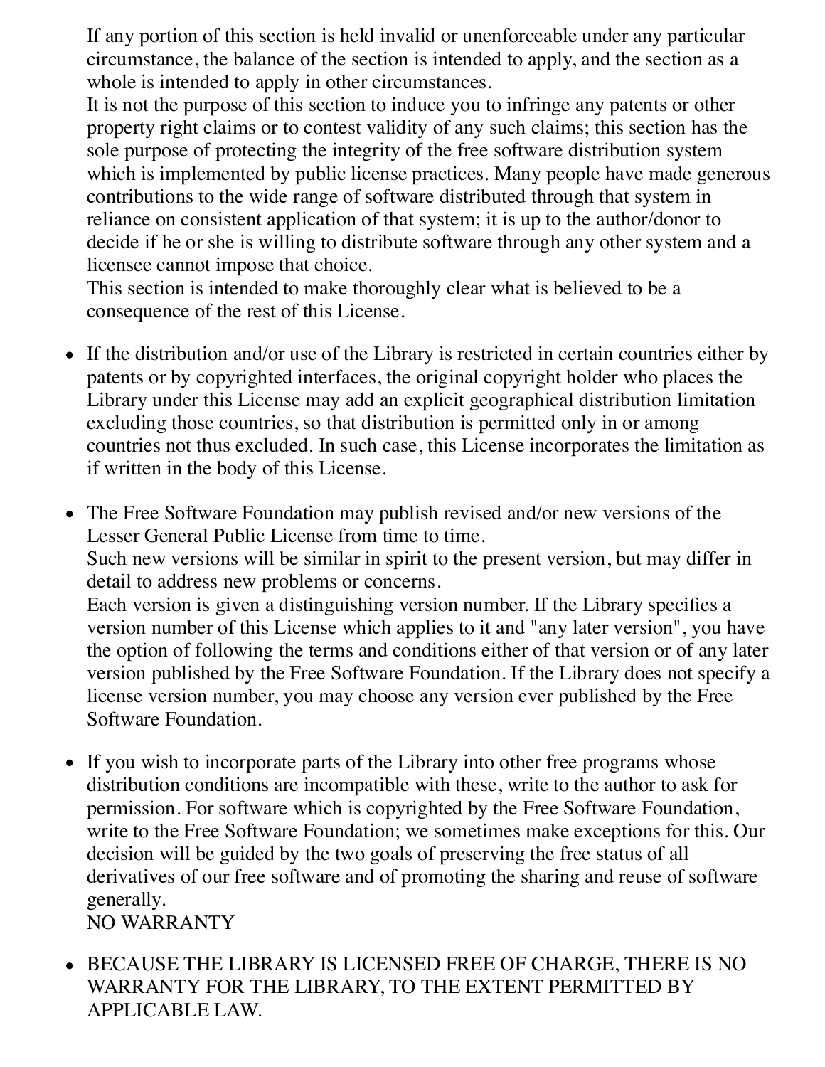If any portion of this section is held invalid or unenforceable under any particular circumstance, the balance of the section is intended to apply, and the section as a whole is intended to apply in other circumstances.
It is not the purpose of this section to induce you to infringe any patents or other property right claims or to contest validity of any such claims; this section has the sole purpose of protecting the integrity of the free software distribution system which is implemented by public license practices. Many people have made generous contributions to the wide range of software distributed through that system in reliance on consistent application of that system; it is up to the author/donor to decide if he or she is willing to distribute software through any other system and a licensee cannot impose that choice.
This section is intended to make thoroughly clear what is believed to be a consequence of the rest of this License.

- If the distribution and/or use of the Library is restricted in certain countries either by patents or by copyrighted interfaces, the original copyright holder who places the Library under this License may add an explicit geographical distribution limitation excluding those countries, so that distribution is permitted only in or among countries not thus excluded. In such case, this License incorporates the limitation as if written in the body of this License.

- The Free Software Foundation may publish revised and/or new versions of the Lesser General Public License from time to time.
  Such new versions will be similar in spirit to the present version, but may differ in detail to address new problems or concerns.
  Each version is given a distinguishing version number. If the Library specifies a version number of this License which applies to it and "any later version", you have the option of following the terms and conditions either of that version or of any later version published by the Free Software Foundation. If the Library does not specify a license version number, you may choose any version ever published by the Free Software Foundation.

- If you wish to incorporate parts of the Library into other free programs whose distribution conditions are incompatible with these, write to the author to ask for permission. For software which is copyrighted by the Free Software Foundation, write to the Free Software Foundation; we sometimes make exceptions for this. Our decision will be guided by the two goals of preserving the free status of all derivatives of our free software and of promoting the sharing and reuse of software generally.
  NO WARRANTY

- BECAUSE THE LIBRARY IS LICENSED FREE OF CHARGE, THERE IS NO WARRANTY FOR THE LIBRARY, TO THE EXTENT PERMITTED BY APPLICABLE LAW.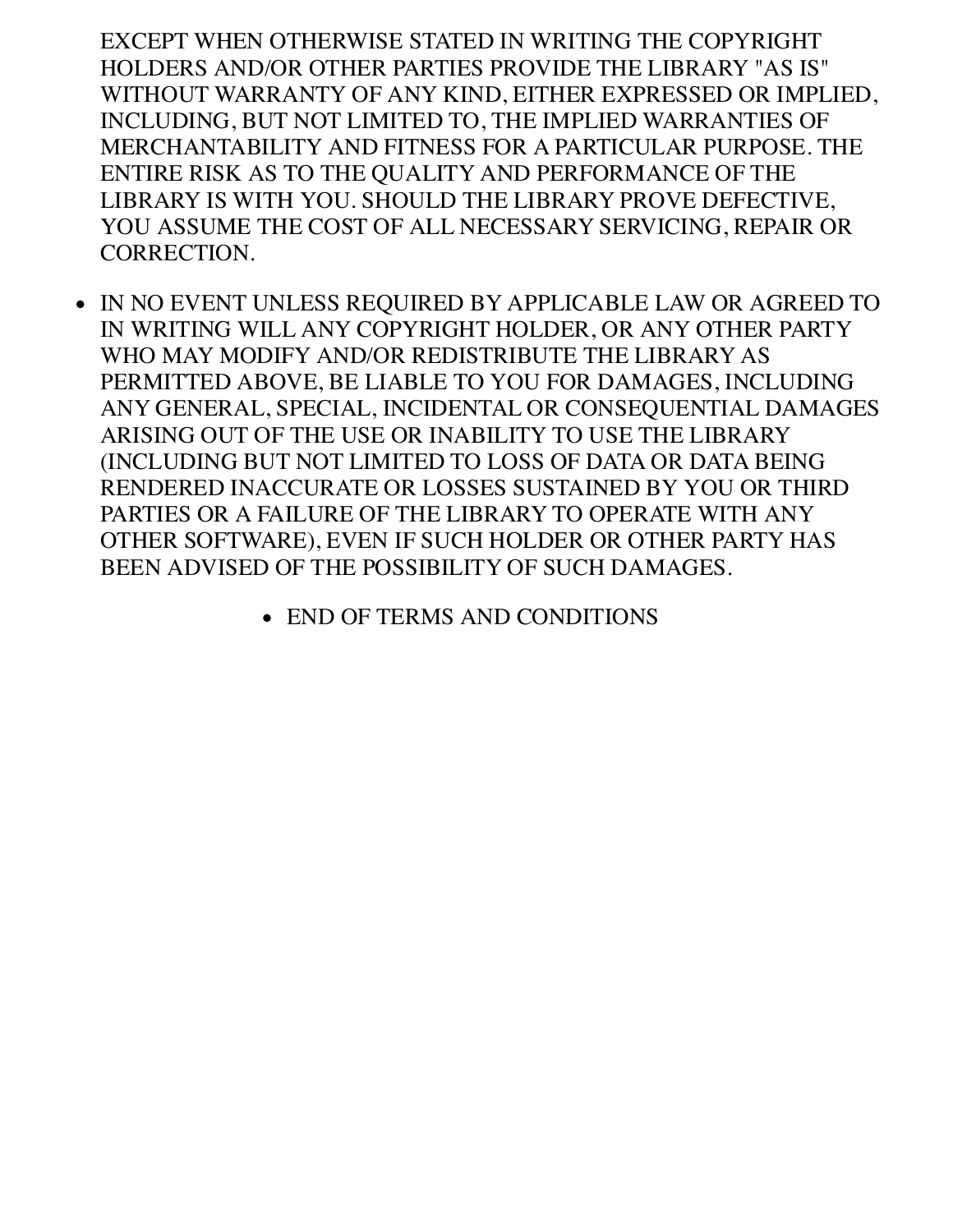EXCEPT WHEN OTHERWISE STATED IN WRITING THE COPYRIGHT HOLDERS AND/OR OTHER PARTIES PROVIDE THE LIBRARY "AS IS" WITHOUT WARRANTY OF ANY KIND, EITHER EXPRESSED OR IMPLIED, INCLUDING, BUT NOT LIMITED TO, THE IMPLIED WARRANTIES OF MERCHANTABILITY AND FITNESS FOR A PARTICULAR PURPOSE. THE ENTIRE RISK AS TO THE QUALITY AND PERFORMANCE OF THE LIBRARY IS WITH YOU. SHOULD THE LIBRARY PROVE DEFECTIVE, YOU ASSUME THE COST OF ALL NECESSARY SERVICING, REPAIR OR CORRECTION.

- IN NO EVENT UNLESS REQUIRED BY APPLICABLE LAW OR AGREED TO IN WRITING WILL ANY COPYRIGHT HOLDER, OR ANY OTHER PARTY WHO MAY MODIFY AND/OR REDISTRIBUTE THE LIBRARY AS PERMITTED ABOVE, BE LIABLE TO YOU FOR DAMAGES, INCLUDING ANY GENERAL, SPECIAL, INCIDENTAL OR CONSEQUENTIAL DAMAGES ARISING OUT OF THE USE OR INABILITY TO USE THE LIBRARY (INCLUDING BUT NOT LIMITED TO LOSS OF DATA OR DATA BEING RENDERED INACCURATE OR LOSSES SUSTAINED BY YOU OR THIRD PARTIES OR A FAILURE OF THE LIBRARY TO OPERATE WITH ANY OTHER SOFTWARE), EVEN IF SUCH HOLDER OR OTHER PARTY HAS BEEN ADVISED OF THE POSSIBILITY OF SUCH DAMAGES.

  - END OF TERMS AND CONDITIONS